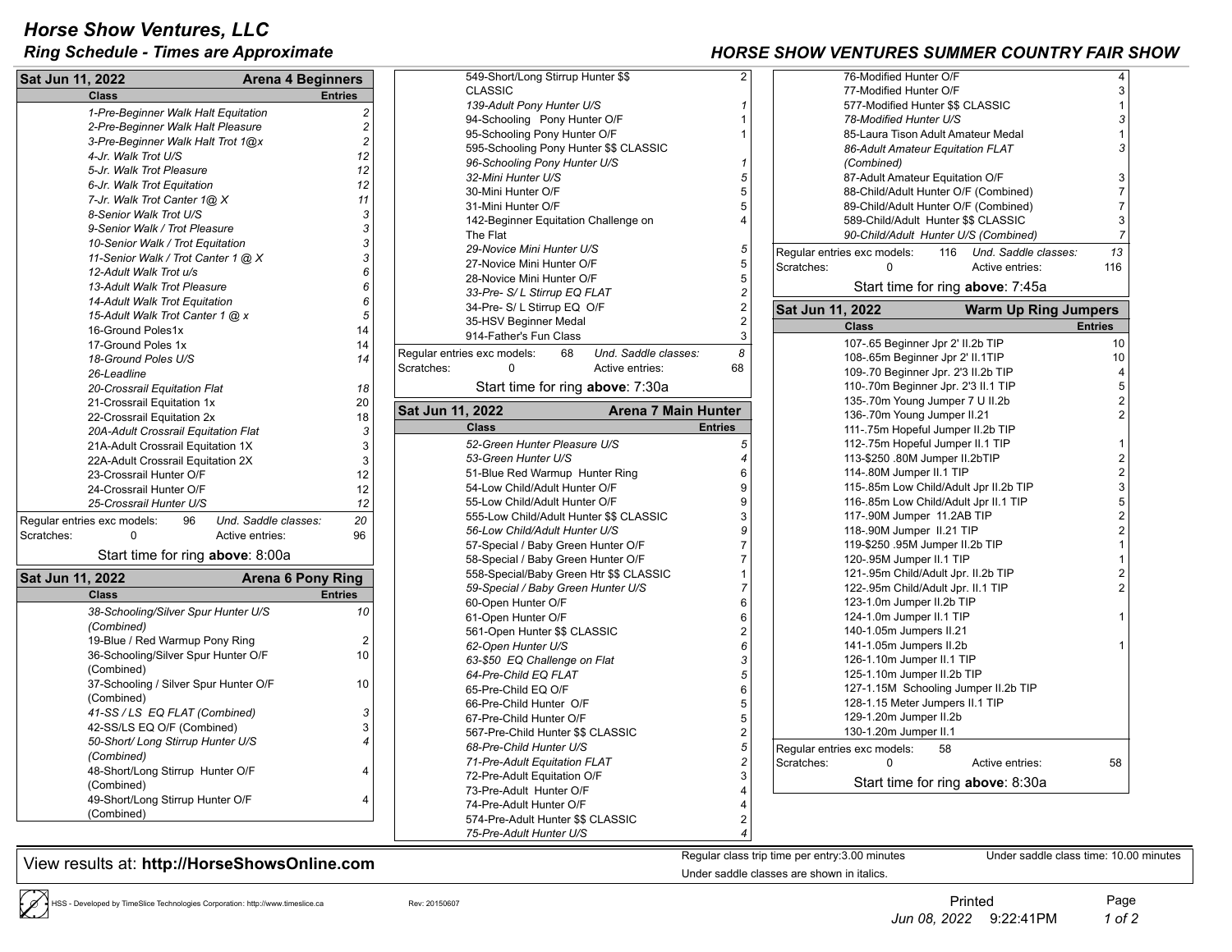# Horse Show Ventures, LLC

## Ring Schedule - Times are Approximate

## HORSE SHOW VENTURES SUMMER COUNTRY FAIR SHOW

### Sat Jun 11, 2022 — Arena 4 Beginners

| Class | Entries |
|---|---|
| *1-Pre-Beginner Walk Halt Equitation* | *2* |
| *2-Pre-Beginner Walk Halt Pleasure* | *2* |
| *3-Pre-Beginner Walk Halt Trot 1@x* | *2* |
| *4-Jr. Walk Trot U/S* | *12* |
| *5-Jr. Walk Trot Pleasure* | *12* |
| *6-Jr. Walk Trot Equitation* | *12* |
| *7-Jr. Walk Trot Canter 1@ X* | *11* |
| *8-Senior Walk Trot U/S* | *3* |
| *9-Senior Walk / Trot Pleasure* | *3* |
| *10-Senior Walk / Trot Equitation* | *3* |
| *11-Senior Walk / Trot Canter 1 @ X* | *3* |
| *12-Adult Walk Trot u/s* | *6* |
| *13-Adult Walk Trot Pleasure* | *6* |
| *14-Adult Walk Trot Equitation* | *6* |
| *15-Adult Walk Trot Canter 1 @ x* | *5* |
| 16-Ground Poles1x | 14 |
| 17-Ground Poles 1x | 14 |
| *18-Ground Poles U/S* | *14* |
| *26-Leadline* | |
| *20-Crossrail Equitation Flat* | *18* |
| 21-Crossrail Equitation 1x | 20 |
| 22-Crossrail Equitation 2x | 18 |
| *20A-Adult Crossrail Equitation Flat* | *3* |
| 21A-Adult Crossrail Equitation 1X | 3 |
| 22A-Adult Crossrail Equitation 2X | 3 |
| 23-Crossrail Hunter O/F | 12 |
| 24-Crossrail Hunter O/F | 12 |
| *25-Crossrail Hunter U/S* | *12* |

Regular entries exc models: 96 — *Und. Saddle classes:* *20*
Scratches: 0 — Active entries: 96

Start time for ring **above**: 8:00a

### Sat Jun 11, 2022 — Arena 6 Pony Ring

| Class | Entries |
|---|---|
| *38-Schooling/Silver Spur Hunter U/S (Combined)* | *10* |
| 19-Blue / Red Warmup Pony Ring | 2 |
| 36-Schooling/Silver Spur Hunter O/F (Combined) | 10 |
| 37-Schooling / Silver Spur Hunter O/F (Combined) | 10 |
| *41-SS / LS EQ FLAT (Combined)* | *3* |
| 42-SS/LS EQ O/F (Combined) | 3 |
| *50-Short/ Long Stirrup Hunter U/S (Combined)* | *4* |
| 48-Short/Long Stirrup Hunter O/F (Combined) | 4 |
| 49-Short/Long Stirrup Hunter O/F (Combined) | 4 |
| 549-Short/Long Stirrup Hunter $$ CLASSIC | 2 |
| *139-Adult Pony Hunter U/S* | *1* |
| 94-Schooling Pony Hunter O/F | 1 |
| 95-Schooling Pony Hunter O/F | 1 |
| 595-Schooling Pony Hunter $$ CLASSIC | |
| *96-Schooling Pony Hunter U/S* | *1* |
| *32-Mini Hunter U/S* | *5* |
| 30-Mini Hunter O/F | 5 |
| 31-Mini Hunter O/F | 5 |
| 142-Beginner Equitation Challenge on The Flat | 4 |
| *29-Novice Mini Hunter U/S* | *5* |
| 27-Novice Mini Hunter O/F | 5 |
| 28-Novice Mini Hunter O/F | 5 |
| *33-Pre- S/ L Stirrup EQ FLAT* | *2* |
| 34-Pre- S/ L Stirrup EQ O/F | 2 |
| 35-HSV Beginner Medal | 2 |
| 914-Father's Fun Class | 3 |

Regular entries exc models: 68 — *Und. Saddle classes:* *8*
Scratches: 0 — Active entries: 68

Start time for ring **above**: 7:30a

### Sat Jun 11, 2022 — Arena 7 Main Hunter

| Class | Entries |
|---|---|
| *52-Green Hunter Pleasure U/S* | *5* |
| *53-Green Hunter U/S* | *4* |
| 51-Blue Red Warmup Hunter Ring | 6 |
| 54-Low Child/Adult Hunter O/F | 9 |
| 55-Low Child/Adult Hunter O/F | 9 |
| 555-Low Child/Adult Hunter $$ CLASSIC | 3 |
| *56-Low Child/Adult Hunter U/S* | *9* |
| 57-Special / Baby Green Hunter O/F | 7 |
| 58-Special / Baby Green Hunter O/F | 7 |
| 558-Special/Baby Green Htr $$ CLASSIC | 1 |
| *59-Special / Baby Green Hunter U/S* | *7* |
| 60-Open Hunter O/F | 6 |
| 61-Open Hunter O/F | 6 |
| 561-Open Hunter $$ CLASSIC | 2 |
| *62-Open Hunter U/S* | *6* |
| *63-$50 EQ Challenge on Flat* | *3* |
| *64-Pre-Child EQ FLAT* | *5* |
| 65-Pre-Child EQ O/F | 6 |
| 66-Pre-Child Hunter O/F | 5 |
| 67-Pre-Child Hunter O/F | 5 |
| 567-Pre-Child Hunter $$ CLASSIC | 2 |
| *68-Pre-Child Hunter U/S* | *5* |
| *71-Pre-Adult Equitation FLAT* | *2* |
| 72-Pre-Adult Equitation O/F | 3 |
| 73-Pre-Adult Hunter O/F | 4 |
| 74-Pre-Adult Hunter O/F | 4 |
| 574-Pre-Adult Hunter $$ CLASSIC | 2 |
| *75-Pre-Adult Hunter U/S* | *4* |
| 76-Modified Hunter O/F | 4 |
| 77-Modified Hunter O/F | 3 |
| 577-Modified Hunter $$ CLASSIC | 1 |
| *78-Modified Hunter U/S* | *3* |
| 85-Laura Tison Adult Amateur Medal | 1 |
| *86-Adult Amateur Equitation FLAT (Combined)* | *3* |
| 87-Adult Amateur Equitation O/F | 3 |
| 88-Child/Adult Hunter O/F (Combined) | 7 |
| 89-Child/Adult Hunter O/F (Combined) | 7 |
| 589-Child/Adult Hunter $$ CLASSIC | 3 |
| *90-Child/Adult Hunter U/S (Combined)* | *7* |

Regular entries exc models: 116 — *Und. Saddle classes:* *13*
Scratches: 0 — Active entries: 116

Start time for ring **above**: 7:45a

### Sat Jun 11, 2022 — Warm Up Ring Jumpers

| Class | Entries |
|---|---|
| 107-.65 Beginner Jpr 2' II.2b TIP | 10 |
| 108-.65m Beginner Jpr 2' II.1TIP | 10 |
| 109-.70 Beginner Jpr. 2'3 II.2b TIP | 4 |
| 110-.70m Beginner Jpr. 2'3 II.1 TIP | 5 |
| 135-.70m Young Jumper 7 U II.2b | 2 |
| 136-.70m Young Jumper II.21 | 2 |
| 111-.75m Hopeful Jumper II.2b TIP | |
| 112-.75m Hopeful Jumper II.1 TIP | 1 |
| 113-$250 .80M Jumper II.2bTIP | 2 |
| 114-.80M Jumper II.1 TIP | 2 |
| 115-.85m Low Child/Adult Jpr II.2b TIP | 3 |
| 116-.85m Low Child/Adult Jpr II.1 TIP | 5 |
| 117-.90M Jumper 11.2AB TIP | 2 |
| 118-.90M Jumper II.21 TIP | 2 |
| 119-$250 .95M Jumper II.2b TIP | 1 |
| 120-.95M Jumper II.1 TIP | 1 |
| 121-.95m Child/Adult Jpr. II.2b TIP | 2 |
| 122-.95m Child/Adult Jpr. II.1 TIP | 2 |
| 123-1.0m Jumper II.2b TIP | |
| 124-1.0m Jumper II.1 TIP | 1 |
| 140-1.05m Jumpers II.21 | |
| 141-1.05m Jumpers II.2b | 1 |
| 126-1.10m Jumper II.1 TIP | |
| 125-1.10m Jumper II.2b TIP | |
| 127-1.15M Schooling Jumper II.2b TIP | |
| 128-1.15 Meter Jumpers II.1 TIP | |
| 129-1.20m Jumper II.2b | |
| 130-1.20m Jumper II.1 | |

Regular entries exc models: 58
Scratches: 0 — Active entries: 58

Start time for ring **above**: 8:30a

View results at: **http://HorseShowsOnline.com**

Regular class trip time per entry:3.00 minutes — Under saddle class time: 10.00 minutes
Under saddle classes are shown in italics.

HSS - Developed by TimeSlice Technologies Corporation: http://www.timeslice.ca — Rev: 20150607

Printed Jun 08, 2022 9:22:41PM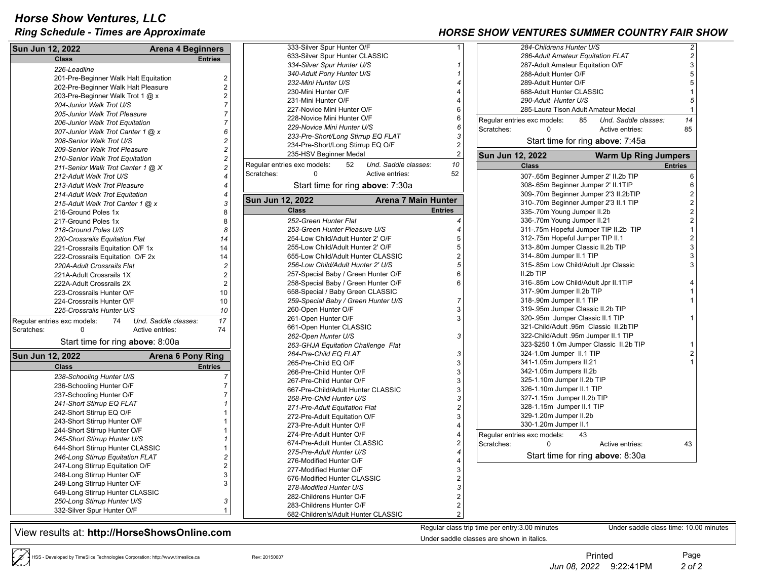# Horse Show Ventures, LLC

## Ring Schedule - Times are Approximate

## HORSE SHOW VENTURES SUMMER COUNTRY FAIR SHOW

### Sun Jun 12, 2022 — Arena 4 Beginners

| Class | Entries |
|---|---|
| *226-Leadline* | |
| 201-Pre-Beginner Walk Halt Equitation | 2 |
| 202-Pre-Beginner Walk Halt Pleasure | 2 |
| 203-Pre-Beginner Walk Trot 1 @ x | 2 |
| *204-Junior Walk Trot U/S* | 7 |
| *205-Junior Walk Trot Pleasure* | 7 |
| *206-Junior Walk Trot Equitation* | 7 |
| *207-Junior Walk Trot Canter 1 @ x* | 6 |
| *208-Senior Walk Trot U/S* | 2 |
| *209-Senior Walk Trot Pleasure* | 2 |
| *210-Senior Walk Trot Equitation* | 2 |
| *211-Senior Walk Trot Canter 1 @ X* | 2 |
| *212-Adult Walk Trot U/S* | 4 |
| *213-Adult Walk Trot Pleasure* | 4 |
| *214-Adult Walk Trot Equitation* | 4 |
| *215-Adult Walk Trot Canter 1 @ x* | 3 |
| 216-Ground Poles 1x | 8 |
| 217-Ground Poles 1x | 8 |
| *218-Ground Poles U/S* | 8 |
| *220-Crossrails Equitation Flat* | 14 |
| 221-Crossrails Equitation O/F 1x | 14 |
| 222-Crossrails Equitation O/F 2x | 14 |
| *220A-Adult Crossrails Flat* | 2 |
| 221A-Adult Crossrails 1X | 2 |
| 222A-Adult Crossrails 2X | 2 |
| 223-Crossrails Hunter O/F | 10 |
| 224-Crossrails Hunter O/F | 10 |
| *225-Crossrails Hunter U/S* | 10 |

Regular entries exc models: 74 — *Und. Saddle classes:* 17
Scratches: 0 — Active entries: 74

Start time for ring **above**: 8:00a

### Sun Jun 12, 2022 — Arena 6 Pony Ring

| Class | Entries |
|---|---|
| *238-Schooling Hunter U/S* | 7 |
| 236-Schooling Hunter O/F | 7 |
| 237-Schooling Hunter O/F | 7 |
| *241-Short Stirrup EQ FLAT* | 1 |
| 242-Short Stirrup EQ O/F | 1 |
| 243-Short Stirrup Hunter O/F | 1 |
| 244-Short Stirrup Hunter O/F | 1 |
| *245-Short Stirrup Hunter U/S* | 1 |
| 644-Short Stirrup Hunter CLASSIC | 1 |
| *246-Long Stirrup Equitation FLAT* | 2 |
| 247-Long Stirrup Equitation O/F | 2 |
| 248-Long Stirrup Hunter O/F | 3 |
| 249-Long Stirrup Hunter O/F | 3 |
| 649-Long Stirrup Hunter CLASSIC | |
| *250-Long Stirrup Hunter U/S* | 3 |
| 332-Silver Spur Hunter O/F | 1 |
| 333-Silver Spur Hunter O/F | 1 |
| 633-Silver Spur Hunter CLASSIC | |
| *334-Silver Spur Hunter U/S* | 1 |
| *340-Adult Pony Hunter U/S* | 1 |
| *232-Mini Hunter U/S* | 4 |
| 230-Mini Hunter O/F | 4 |
| 231-Mini Hunter O/F | 4 |
| 227-Novice Mini Hunter O/F | 6 |
| 228-Novice Mini Hunter O/F | 6 |
| *229-Novice Mini Hunter U/S* | 6 |
| *233-Pre-Short/Long Stirrup EQ FLAT* | 3 |
| 234-Pre-Short/Long Stirrup EQ O/F | 2 |
| 235-HSV Beginner Medal | 2 |

Regular entries exc models: 52 — *Und. Saddle classes:* 10
Scratches: 0 — Active entries: 52

Start time for ring **above**: 7:30a

### Sun Jun 12, 2022 — Arena 7 Main Hunter

| Class | Entries |
|---|---|
| *252-Green Hunter Flat* | 4 |
| *253-Green Hunter Pleasure U/S* | 4 |
| 254-Low Child/Adult Hunter 2' O/F | 5 |
| 255-Low Child/Adult Hunter 2' O/F | 5 |
| 655-Low Child/Adult Hunter CLASSIC | 2 |
| *256-Low Child/Adult Hunter 2' U/S* | 5 |
| 257-Special Baby / Green Hunter O/F | 6 |
| 258-Special Baby / Green Hunter O/F | 6 |
| 658-Special / Baby Green CLASSIC | |
| *259-Special Baby / Green Hunter U/S* | 7 |
| 260-Open Hunter O/F | 3 |
| 261-Open Hunter O/F | 3 |
| 661-Open Hunter CLASSIC | |
| *262-Open Hunter U/S* | 3 |
| *263-GHJA Equitation Challenge Flat* | |
| *264-Pre-Child EQ FLAT* | 3 |
| 265-Pre-Child EQ O/F | 3 |
| 266-Pre-Child Hunter O/F | 3 |
| 267-Pre-Child Hunter O/F | 3 |
| 667-Pre-Child/Adult Hunter CLASSIC | 3 |
| *268-Pre-Child Hunter U/S* | 3 |
| *271-Pre-Adult Equitation Flat* | 2 |
| 272-Pre-Adult Equitation O/F | 3 |
| 273-Pre-Adult Hunter O/F | 4 |
| 274-Pre-Adult Hunter O/F | 4 |
| 674-Pre-Adult Hunter CLASSIC | 2 |
| *275-Pre-Adult Hunter U/S* | 4 |
| 276-Modified Hunter O/F | 4 |
| 277-Modified Hunter O/F | 3 |
| 676-Modified Hunter CLASSIC | 2 |
| *278-Modified Hunter U/S* | 3 |
| 282-Childrens Hunter O/F | 2 |
| 283-Childrens Hunter O/F | 2 |
| 682-Children's/Adult Hunter CLASSIC | 2 |
| *284-Childrens Hunter U/S* | 2 |
| *286-Adult Amateur Equitation FLAT* | 2 |
| 287-Adult Amateur Equitation O/F | 3 |
| 288-Adult Hunter O/F | 5 |
| 289-Adult Hunter O/F | 5 |
| 688-Adult Hunter CLASSIC | 1 |
| *290-Adult Hunter U/S* | 5 |
| 285-Laura Tison Adult Amateur Medal | 1 |

Regular entries exc models: 85 — *Und. Saddle classes:* 14
Scratches: 0 — Active entries: 85

Start time for ring **above**: 7:45a

### Sun Jun 12, 2022 — Warm Up Ring Jumpers

| Class | Entries |
|---|---|
| 307-.65m Beginner Jumper 2' II.2b TIP | 6 |
| 308-.65m Beginner Jumper 2' II.1TIP | 6 |
| 309-.70m Beginner Jumper 2'3 II.2bTIP | 2 |
| 310-.70m Beginner Jumper 2'3 II.1 TIP | 2 |
| 335-.70m Young Jumper II.2b | 2 |
| 336-.70m Young Jumper II.21 | 2 |
| 311-.75m Hopeful Jumper TIP II.2b TIP | 1 |
| 312-.75m Hopeful Jumper TIP II.1 | 2 |
| 313-.80m Jumper Classic II.2b TIP | 3 |
| 314-.80m Jumper II.1 TIP | 3 |
| 315-.85m Low Child/Adult Jpr Classic II.2b TIP | 3 |
| 316-.85m Low Child/Adult Jpr II.1TIP | 4 |
| 317-.90m Jumper II.2b TIP | 1 |
| 318-.90m Jumper II.1 TIP | 1 |
| 319-.95m Jumper Classic II.2b TIP | |
| 320-.95m Jumper Classic II.1 TIP | 1 |
| 321-Child/Adult .95m Classic II.2bTIP | |
| 322-Child/Adult .95m Jumper II.1 TIP | |
| 323-$250 1.0m Jumper Classic II.2b TIP | 1 |
| 324-1.0m Jumper II.1 TIP | 2 |
| 341-1.05m Jumpers II.21 | 1 |
| 342-1.05m Jumpers II.2b | |
| 325-1.10m Jumper II.2b TIP | |
| 326-1.10m Jumper II.1 TIP | |
| 327-1.15m Jumper II.2b TIP | |
| 328-1.15m Jumper II.1 TIP | |
| 329-1.20m Jumper II.2b | |
| 330-1.20m Jumper II.1 | |

Regular entries exc models: 43
Scratches: 0 — Active entries: 43

Start time for ring **above**: 8:30a

View results at: **http://HorseShowsOnline.com**

Regular class trip time per entry:3.00 minutes — Under saddle class time: 10.00 minutes

Under saddle classes are shown in italics.

HSS - Developed by TimeSlice Technologies Corporation: http://www.timeslice.ca — Rev: 20150607

Printed Jun 08, 2022 9:22:41PM